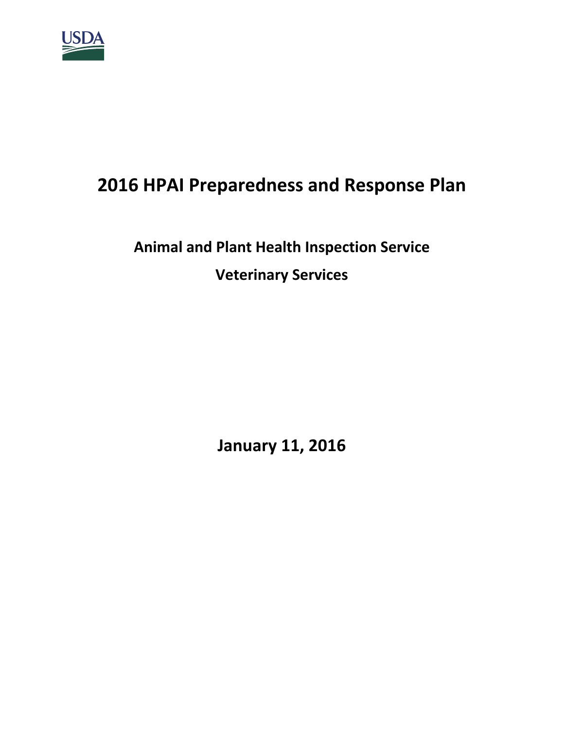USDA

# 2016 HPAI Preparedness and Response Plan

## Animal and Plant Health Inspection Service

## Veterinary Services

**January 11, 2016**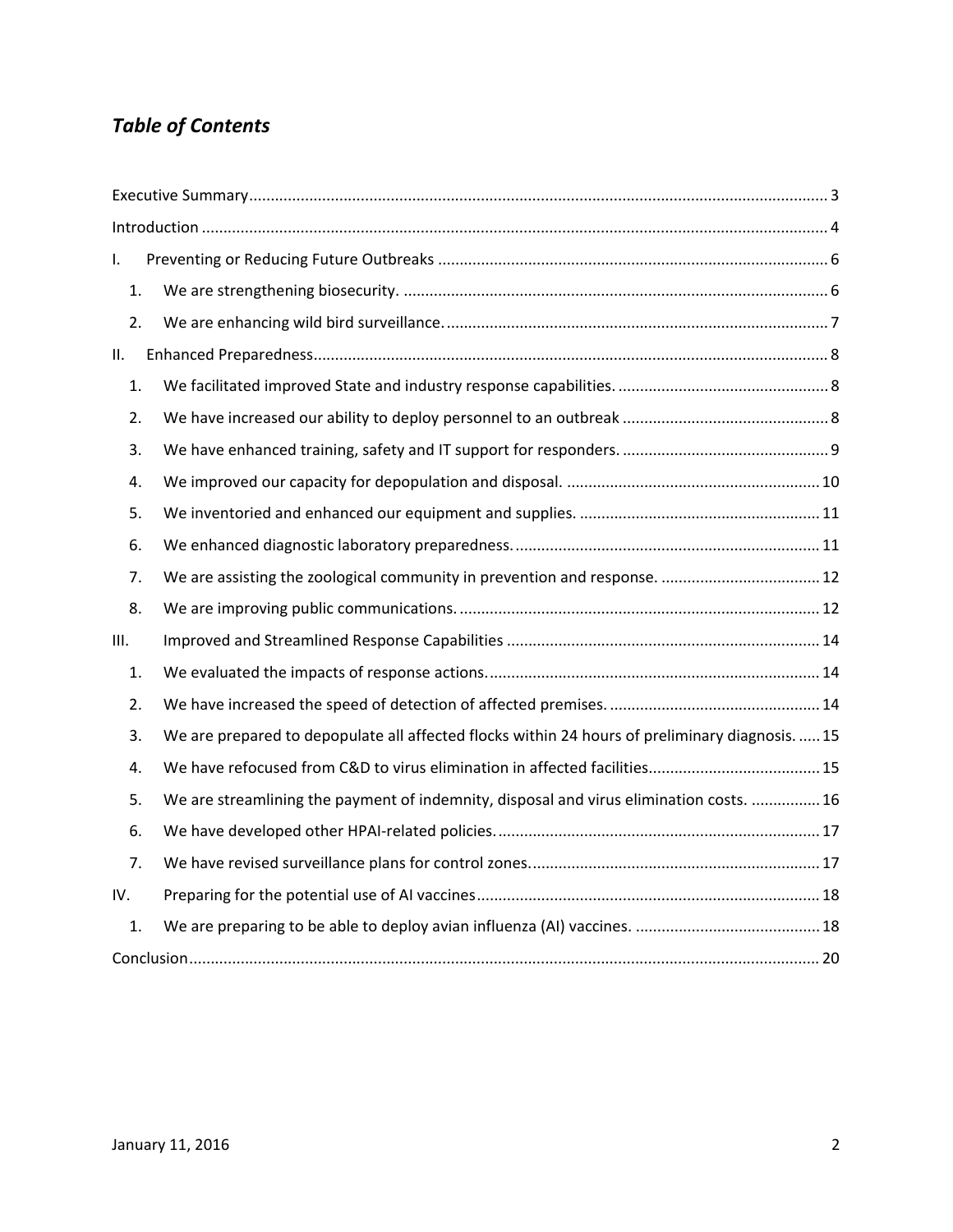## *Table of Contents*

Executive Summary ..................................................................................................................................... 3

Introduction ................................................................................................................................................ 4

I. Preventing or Reducing Future Outbreaks .......................................................................................... 6

  1. We are strengthening biosecurity. .................................................................................................. 6

  2. We are enhancing wild bird surveillance. ........................................................................................ 7

II. Enhanced Preparedness...................................................................................................................... 8

  1. We facilitated improved State and industry response capabilities. ................................................. 8

  2. We have increased our ability to deploy personnel to an outbreak ................................................ 8

  3. We have enhanced training, safety and IT support for responders. ................................................ 9

  4. We improved our capacity for depopulation and disposal. ........................................................... 10

  5. We inventoried and enhanced our equipment and supplies. ........................................................ 11

  6. We enhanced diagnostic laboratory preparedness. ....................................................................... 11

  7. We are assisting the zoological community in prevention and response. ..................................... 12

  8. We are improving public communications. ................................................................................... 12

III. Improved and Streamlined Response Capabilities ......................................................................... 14

  1. We evaluated the impacts of response actions. ............................................................................ 14

  2. We have increased the speed of detection of affected premises. ................................................. 14

  3. We are prepared to depopulate all affected flocks within 24 hours of preliminary diagnosis. ..... 15

  4. We have refocused from C&D to virus elimination in affected facilities........................................ 15

  5. We are streamlining the payment of indemnity, disposal and virus elimination costs. ................ 16

  6. We have developed other HPAI-related policies. ........................................................................... 17

  7. We have revised surveillance plans for control zones. ................................................................... 17

IV. Preparing for the potential use of AI vaccines ............................................................................... 18

  1. We are preparing to be able to deploy avian influenza (AI) vaccines. ........................................... 18

Conclusion ................................................................................................................................................. 20

January 11, 2016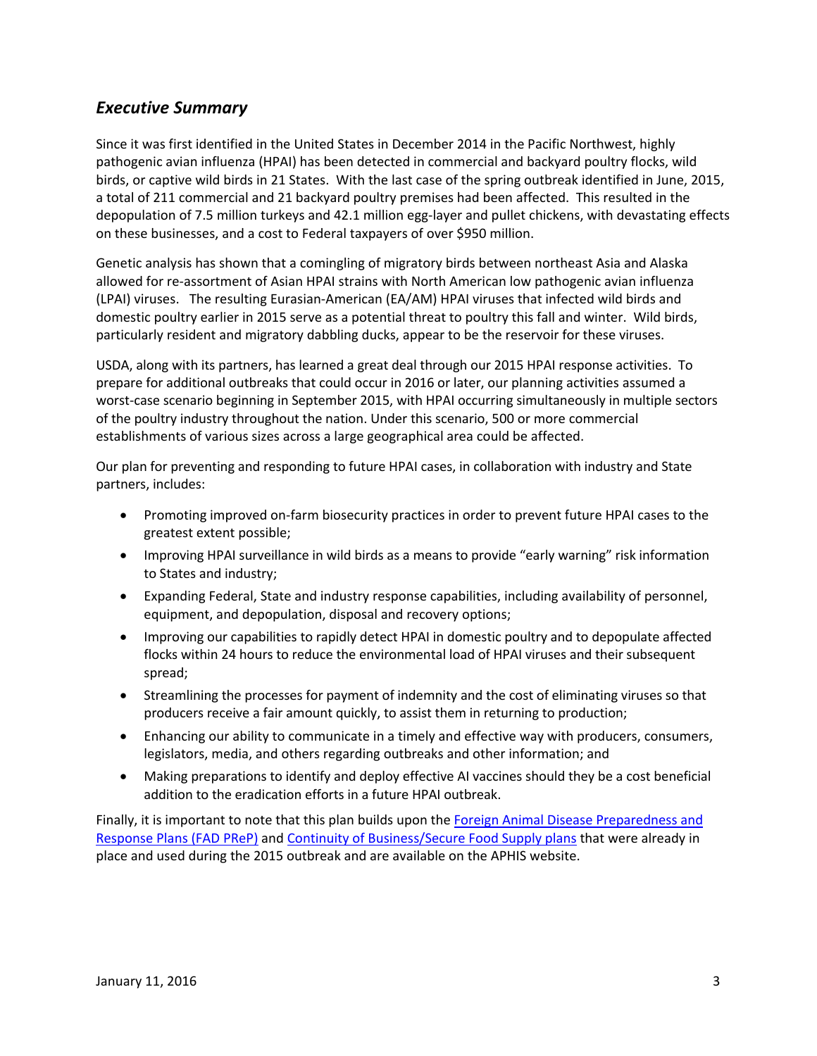## *Executive Summary*

Since it was first identified in the United States in December 2014 in the Pacific Northwest, highly pathogenic avian influenza (HPAI) has been detected in commercial and backyard poultry flocks, wild birds, or captive wild birds in 21 States. With the last case of the spring outbreak identified in June, 2015, a total of 211 commercial and 21 backyard poultry premises had been affected. This resulted in the depopulation of 7.5 million turkeys and 42.1 million egg-layer and pullet chickens, with devastating effects on these businesses, and a cost to Federal taxpayers of over $950 million.

Genetic analysis has shown that a comingling of migratory birds between northeast Asia and Alaska allowed for re-assortment of Asian HPAI strains with North American low pathogenic avian influenza (LPAI) viruses. The resulting Eurasian-American (EA/AM) HPAI viruses that infected wild birds and domestic poultry earlier in 2015 serve as a potential threat to poultry this fall and winter. Wild birds, particularly resident and migratory dabbling ducks, appear to be the reservoir for these viruses.

USDA, along with its partners, has learned a great deal through our 2015 HPAI response activities. To prepare for additional outbreaks that could occur in 2016 or later, our planning activities assumed a worst-case scenario beginning in September 2015, with HPAI occurring simultaneously in multiple sectors of the poultry industry throughout the nation. Under this scenario, 500 or more commercial establishments of various sizes across a large geographical area could be affected.

Our plan for preventing and responding to future HPAI cases, in collaboration with industry and State partners, includes:

- Promoting improved on-farm biosecurity practices in order to prevent future HPAI cases to the greatest extent possible;
- Improving HPAI surveillance in wild birds as a means to provide "early warning" risk information to States and industry;
- Expanding Federal, State and industry response capabilities, including availability of personnel, equipment, and depopulation, disposal and recovery options;
- Improving our capabilities to rapidly detect HPAI in domestic poultry and to depopulate affected flocks within 24 hours to reduce the environmental load of HPAI viruses and their subsequent spread;
- Streamlining the processes for payment of indemnity and the cost of eliminating viruses so that producers receive a fair amount quickly, to assist them in returning to production;
- Enhancing our ability to communicate in a timely and effective way with producers, consumers, legislators, media, and others regarding outbreaks and other information; and
- Making preparations to identify and deploy effective AI vaccines should they be a cost beneficial addition to the eradication efforts in a future HPAI outbreak.

Finally, it is important to note that this plan builds upon the Foreign Animal Disease Preparedness and Response Plans (FAD PReP) and Continuity of Business/Secure Food Supply plans that were already in place and used during the 2015 outbreak and are available on the APHIS website.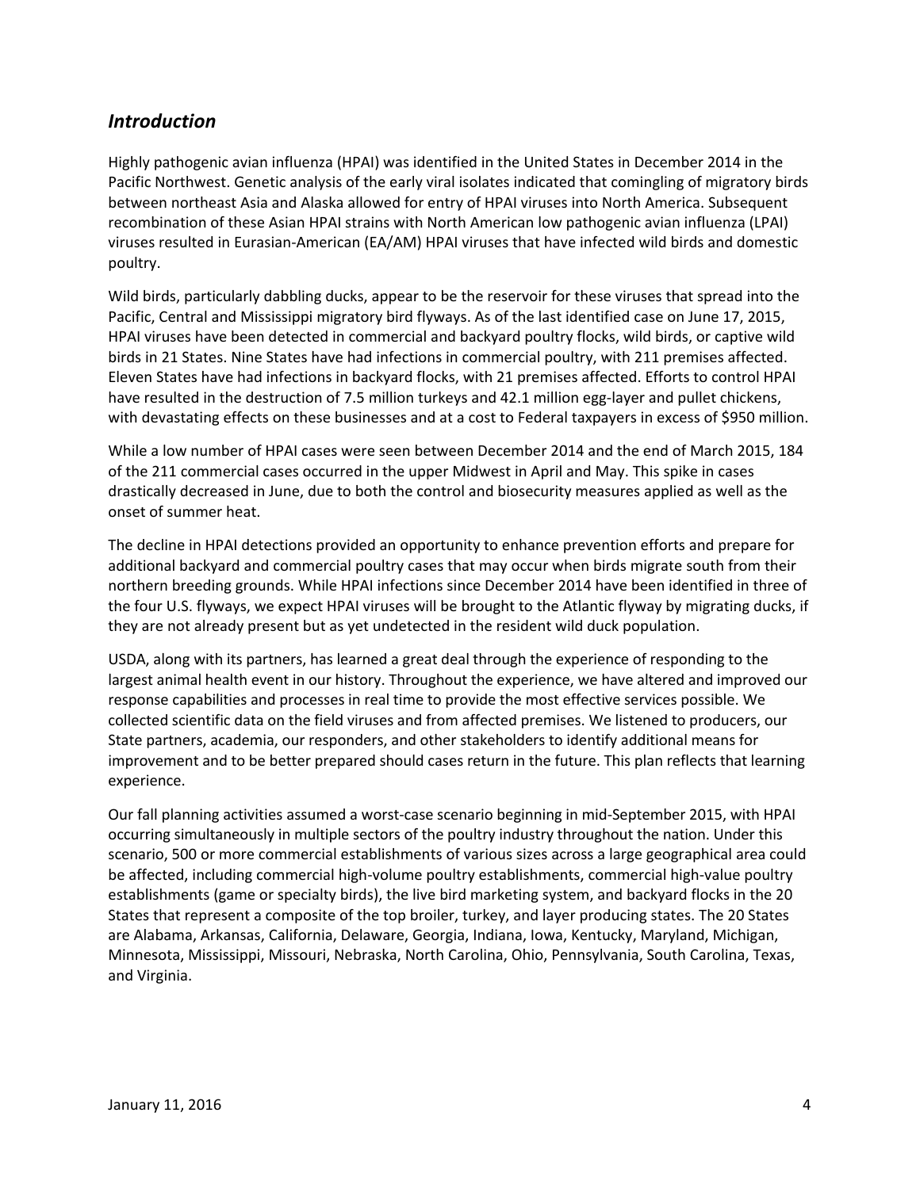## *Introduction*

Highly pathogenic avian influenza (HPAI) was identified in the United States in December 2014 in the Pacific Northwest. Genetic analysis of the early viral isolates indicated that comingling of migratory birds between northeast Asia and Alaska allowed for entry of HPAI viruses into North America. Subsequent recombination of these Asian HPAI strains with North American low pathogenic avian influenza (LPAI) viruses resulted in Eurasian-American (EA/AM) HPAI viruses that have infected wild birds and domestic poultry.

Wild birds, particularly dabbling ducks, appear to be the reservoir for these viruses that spread into the Pacific, Central and Mississippi migratory bird flyways. As of the last identified case on June 17, 2015, HPAI viruses have been detected in commercial and backyard poultry flocks, wild birds, or captive wild birds in 21 States. Nine States have had infections in commercial poultry, with 211 premises affected. Eleven States have had infections in backyard flocks, with 21 premises affected. Efforts to control HPAI have resulted in the destruction of 7.5 million turkeys and 42.1 million egg-layer and pullet chickens, with devastating effects on these businesses and at a cost to Federal taxpayers in excess of $950 million.

While a low number of HPAI cases were seen between December 2014 and the end of March 2015, 184 of the 211 commercial cases occurred in the upper Midwest in April and May. This spike in cases drastically decreased in June, due to both the control and biosecurity measures applied as well as the onset of summer heat.

The decline in HPAI detections provided an opportunity to enhance prevention efforts and prepare for additional backyard and commercial poultry cases that may occur when birds migrate south from their northern breeding grounds. While HPAI infections since December 2014 have been identified in three of the four U.S. flyways, we expect HPAI viruses will be brought to the Atlantic flyway by migrating ducks, if they are not already present but as yet undetected in the resident wild duck population.

USDA, along with its partners, has learned a great deal through the experience of responding to the largest animal health event in our history. Throughout the experience, we have altered and improved our response capabilities and processes in real time to provide the most effective services possible. We collected scientific data on the field viruses and from affected premises. We listened to producers, our State partners, academia, our responders, and other stakeholders to identify additional means for improvement and to be better prepared should cases return in the future. This plan reflects that learning experience.

Our fall planning activities assumed a worst-case scenario beginning in mid-September 2015, with HPAI occurring simultaneously in multiple sectors of the poultry industry throughout the nation. Under this scenario, 500 or more commercial establishments of various sizes across a large geographical area could be affected, including commercial high-volume poultry establishments, commercial high-value poultry establishments (game or specialty birds), the live bird marketing system, and backyard flocks in the 20 States that represent a composite of the top broiler, turkey, and layer producing states. The 20 States are Alabama, Arkansas, California, Delaware, Georgia, Indiana, Iowa, Kentucky, Maryland, Michigan, Minnesota, Mississippi, Missouri, Nebraska, North Carolina, Ohio, Pennsylvania, South Carolina, Texas, and Virginia.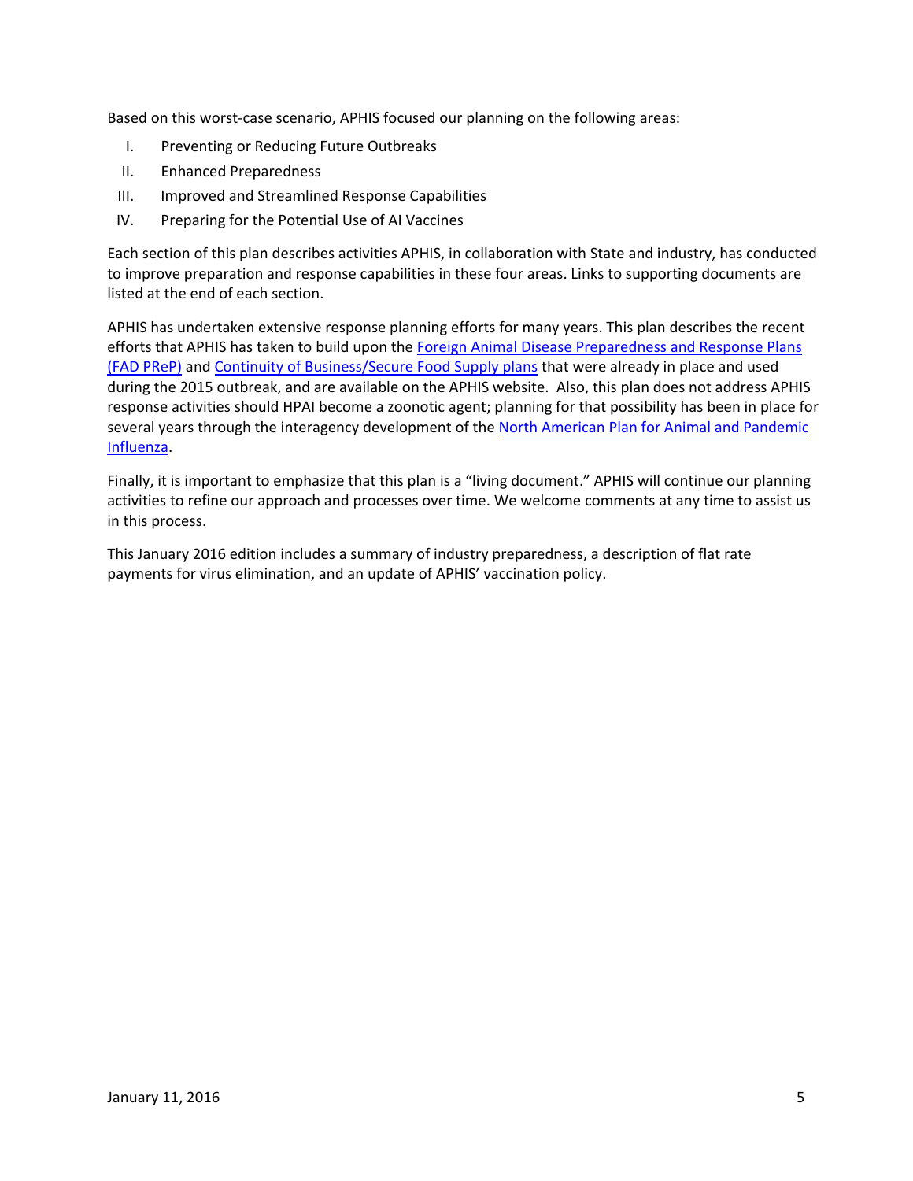Based on this worst-case scenario, APHIS focused our planning on the following areas:

I. Preventing or Reducing Future Outbreaks
II. Enhanced Preparedness
III. Improved and Streamlined Response Capabilities
IV. Preparing for the Potential Use of AI Vaccines

Each section of this plan describes activities APHIS, in collaboration with State and industry, has conducted to improve preparation and response capabilities in these four areas. Links to supporting documents are listed at the end of each section.

APHIS has undertaken extensive response planning efforts for many years. This plan describes the recent efforts that APHIS has taken to build upon the Foreign Animal Disease Preparedness and Response Plans (FAD PReP) and Continuity of Business/Secure Food Supply plans that were already in place and used during the 2015 outbreak, and are available on the APHIS website. Also, this plan does not address APHIS response activities should HPAI become a zoonotic agent; planning for that possibility has been in place for several years through the interagency development of the North American Plan for Animal and Pandemic Influenza.

Finally, it is important to emphasize that this plan is a "living document." APHIS will continue our planning activities to refine our approach and processes over time. We welcome comments at any time to assist us in this process.

This January 2016 edition includes a summary of industry preparedness, a description of flat rate payments for virus elimination, and an update of APHIS' vaccination policy.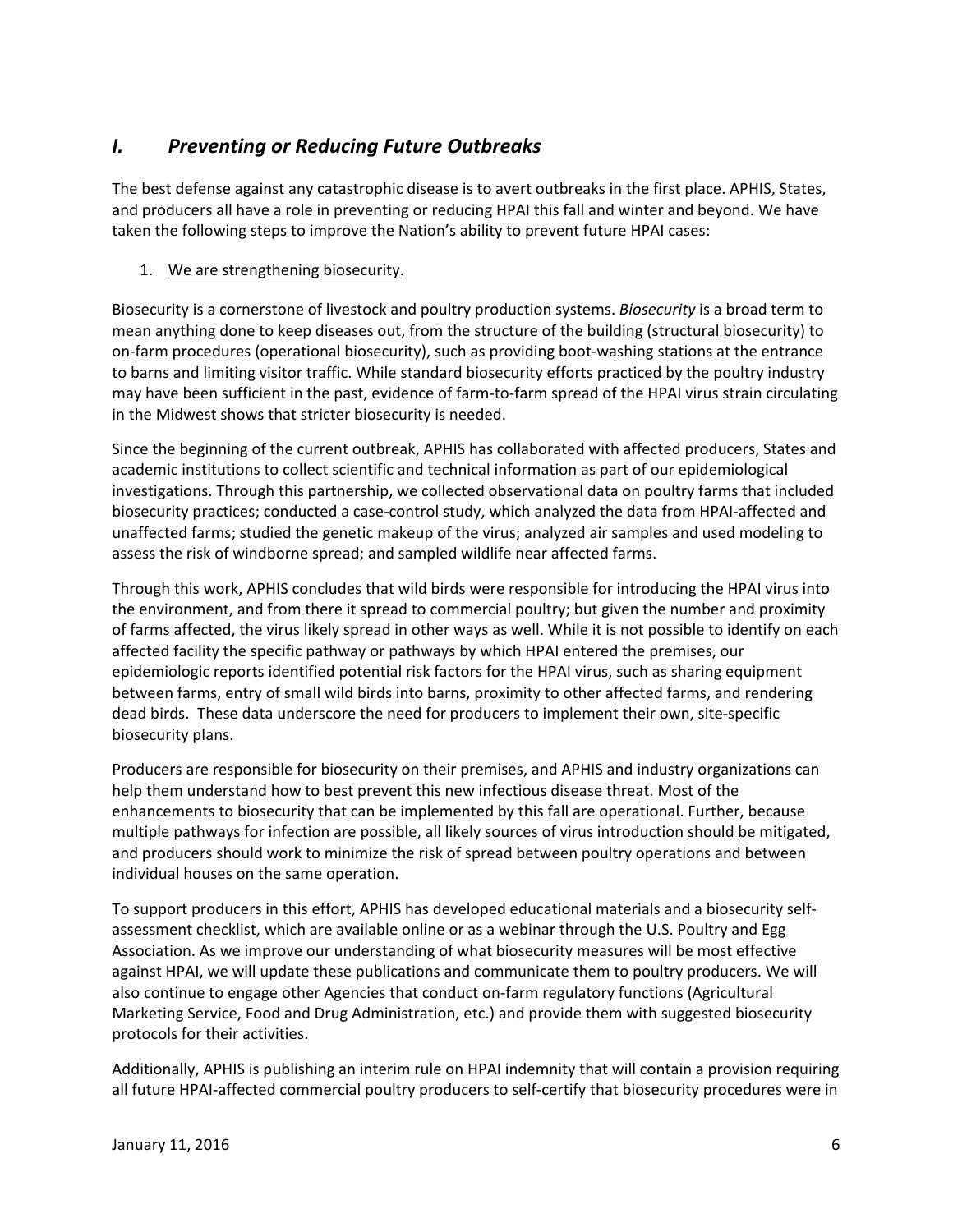## *I. Preventing or Reducing Future Outbreaks*

The best defense against any catastrophic disease is to avert outbreaks in the first place. APHIS, States, and producers all have a role in preventing or reducing HPAI this fall and winter and beyond. We have taken the following steps to improve the Nation's ability to prevent future HPAI cases:

1. <u>We are strengthening biosecurity.</u>

Biosecurity is a cornerstone of livestock and poultry production systems. *Biosecurity* is a broad term to mean anything done to keep diseases out, from the structure of the building (structural biosecurity) to on-farm procedures (operational biosecurity), such as providing boot-washing stations at the entrance to barns and limiting visitor traffic. While standard biosecurity efforts practiced by the poultry industry may have been sufficient in the past, evidence of farm-to-farm spread of the HPAI virus strain circulating in the Midwest shows that stricter biosecurity is needed.

Since the beginning of the current outbreak, APHIS has collaborated with affected producers, States and academic institutions to collect scientific and technical information as part of our epidemiological investigations. Through this partnership, we collected observational data on poultry farms that included biosecurity practices; conducted a case-control study, which analyzed the data from HPAI-affected and unaffected farms; studied the genetic makeup of the virus; analyzed air samples and used modeling to assess the risk of windborne spread; and sampled wildlife near affected farms.

Through this work, APHIS concludes that wild birds were responsible for introducing the HPAI virus into the environment, and from there it spread to commercial poultry; but given the number and proximity of farms affected, the virus likely spread in other ways as well. While it is not possible to identify on each affected facility the specific pathway or pathways by which HPAI entered the premises, our epidemiologic reports identified potential risk factors for the HPAI virus, such as sharing equipment between farms, entry of small wild birds into barns, proximity to other affected farms, and rendering dead birds. These data underscore the need for producers to implement their own, site-specific biosecurity plans.

Producers are responsible for biosecurity on their premises, and APHIS and industry organizations can help them understand how to best prevent this new infectious disease threat. Most of the enhancements to biosecurity that can be implemented by this fall are operational. Further, because multiple pathways for infection are possible, all likely sources of virus introduction should be mitigated, and producers should work to minimize the risk of spread between poultry operations and between individual houses on the same operation.

To support producers in this effort, APHIS has developed educational materials and a biosecurity self-assessment checklist, which are available online or as a webinar through the U.S. Poultry and Egg Association. As we improve our understanding of what biosecurity measures will be most effective against HPAI, we will update these publications and communicate them to poultry producers. We will also continue to engage other Agencies that conduct on-farm regulatory functions (Agricultural Marketing Service, Food and Drug Administration, etc.) and provide them with suggested biosecurity protocols for their activities.

Additionally, APHIS is publishing an interim rule on HPAI indemnity that will contain a provision requiring all future HPAI-affected commercial poultry producers to self-certify that biosecurity procedures were in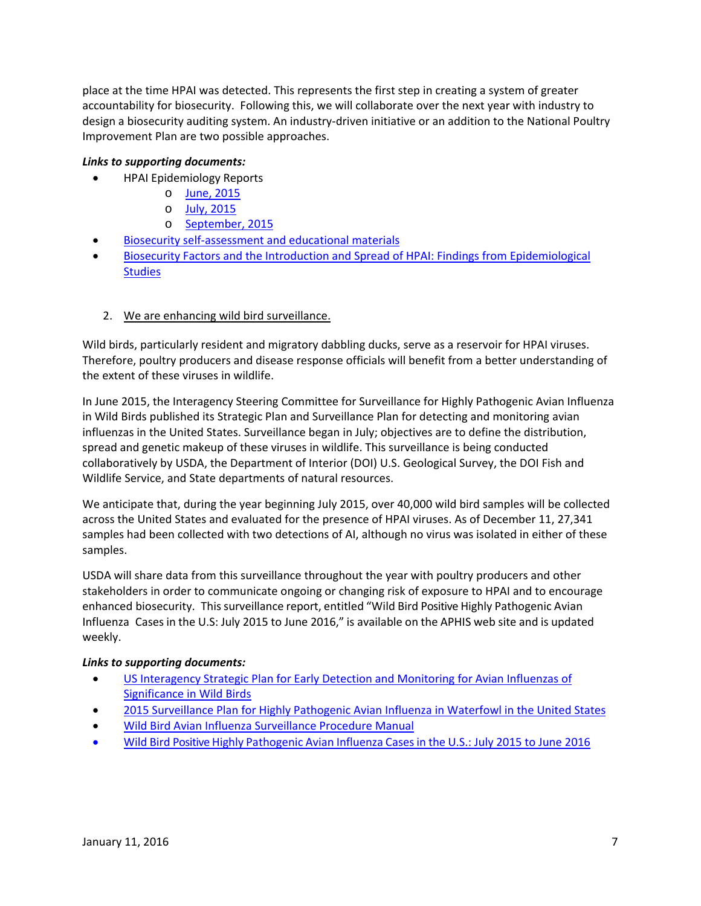place at the time HPAI was detected. This represents the first step in creating a system of greater accountability for biosecurity. Following this, we will collaborate over the next year with industry to design a biosecurity auditing system. An industry-driven initiative or an addition to the National Poultry Improvement Plan are two possible approaches.

***Links to supporting documents:***

- HPAI Epidemiology Reports
  - June, 2015
  - July, 2015
  - September, 2015
- Biosecurity self-assessment and educational materials
- Biosecurity Factors and the Introduction and Spread of HPAI: Findings from Epidemiological Studies

2. <u>We are enhancing wild bird surveillance.</u>

Wild birds, particularly resident and migratory dabbling ducks, serve as a reservoir for HPAI viruses. Therefore, poultry producers and disease response officials will benefit from a better understanding of the extent of these viruses in wildlife.

In June 2015, the Interagency Steering Committee for Surveillance for Highly Pathogenic Avian Influenza in Wild Birds published its Strategic Plan and Surveillance Plan for detecting and monitoring avian influenzas in the United States. Surveillance began in July; objectives are to define the distribution, spread and genetic makeup of these viruses in wildlife. This surveillance is being conducted collaboratively by USDA, the Department of Interior (DOI) U.S. Geological Survey, the DOI Fish and Wildlife Service, and State departments of natural resources.

We anticipate that, during the year beginning July 2015, over 40,000 wild bird samples will be collected across the United States and evaluated for the presence of HPAI viruses. As of December 11, 27,341 samples had been collected with two detections of AI, although no virus was isolated in either of these samples.

USDA will share data from this surveillance throughout the year with poultry producers and other stakeholders in order to communicate ongoing or changing risk of exposure to HPAI and to encourage enhanced biosecurity. This surveillance report, entitled "Wild Bird Positive Highly Pathogenic Avian Influenza Cases in the U.S: July 2015 to June 2016," is available on the APHIS web site and is updated weekly.

***Links to supporting documents:***

- US Interagency Strategic Plan for Early Detection and Monitoring for Avian Influenzas of Significance in Wild Birds
- 2015 Surveillance Plan for Highly Pathogenic Avian Influenza in Waterfowl in the United States
- Wild Bird Avian Influenza Surveillance Procedure Manual
- Wild Bird Positive Highly Pathogenic Avian Influenza Cases in the U.S.: July 2015 to June 2016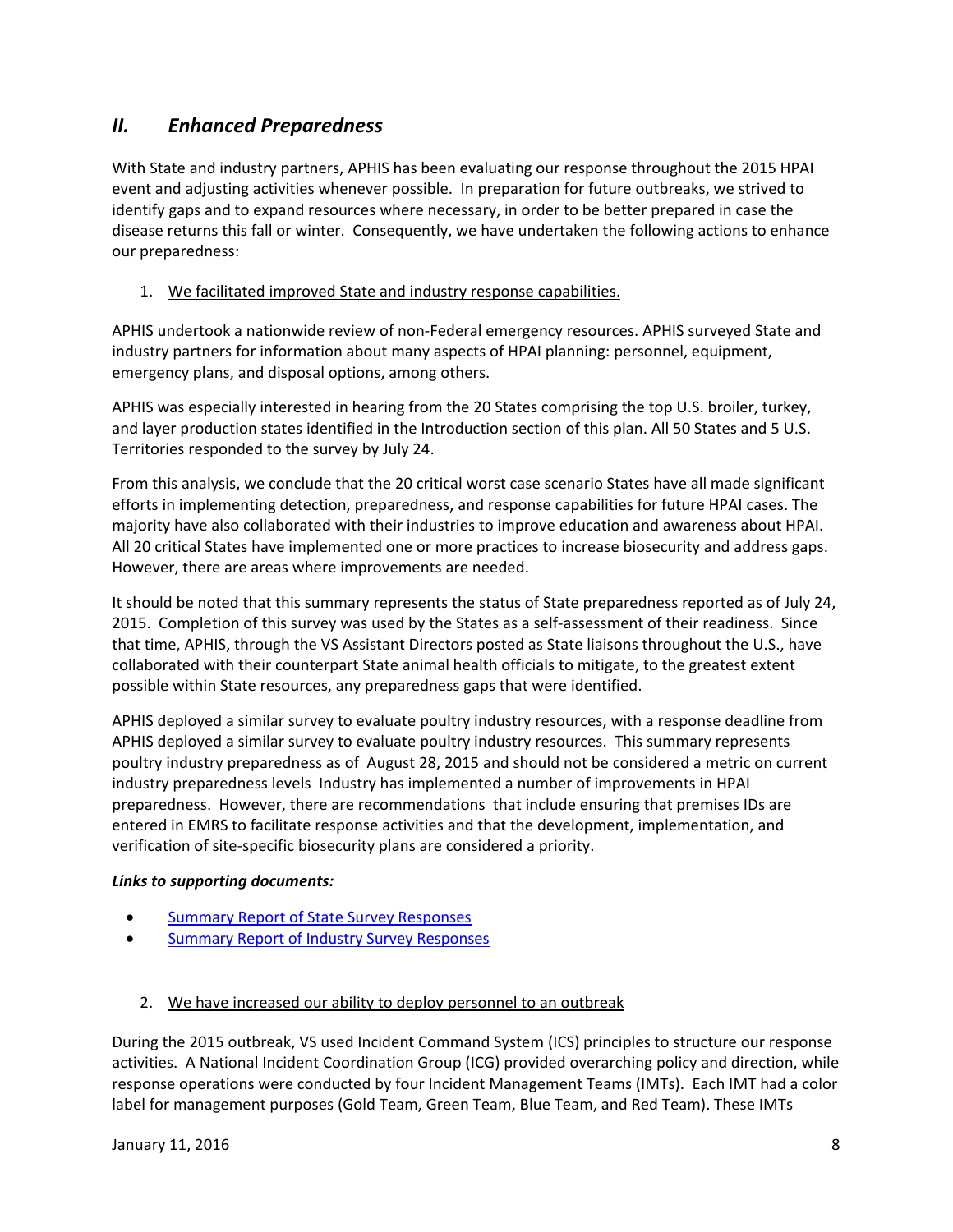## II. *Enhanced Preparedness*

With State and industry partners, APHIS has been evaluating our response throughout the 2015 HPAI event and adjusting activities whenever possible. In preparation for future outbreaks, we strived to identify gaps and to expand resources where necessary, in order to be better prepared in case the disease returns this fall or winter. Consequently, we have undertaken the following actions to enhance our preparedness:

1. We facilitated improved State and industry response capabilities.

APHIS undertook a nationwide review of non-Federal emergency resources. APHIS surveyed State and industry partners for information about many aspects of HPAI planning: personnel, equipment, emergency plans, and disposal options, among others.

APHIS was especially interested in hearing from the 20 States comprising the top U.S. broiler, turkey, and layer production states identified in the Introduction section of this plan. All 50 States and 5 U.S. Territories responded to the survey by July 24.

From this analysis, we conclude that the 20 critical worst case scenario States have all made significant efforts in implementing detection, preparedness, and response capabilities for future HPAI cases. The majority have also collaborated with their industries to improve education and awareness about HPAI. All 20 critical States have implemented one or more practices to increase biosecurity and address gaps. However, there are areas where improvements are needed.

It should be noted that this summary represents the status of State preparedness reported as of July 24, 2015. Completion of this survey was used by the States as a self-assessment of their readiness. Since that time, APHIS, through the VS Assistant Directors posted as State liaisons throughout the U.S., have collaborated with their counterpart State animal health officials to mitigate, to the greatest extent possible within State resources, any preparedness gaps that were identified.

APHIS deployed a similar survey to evaluate poultry industry resources, with a response deadline from APHIS deployed a similar survey to evaluate poultry industry resources. This summary represents poultry industry preparedness as of August 28, 2015 and should not be considered a metric on current industry preparedness levels Industry has implemented a number of improvements in HPAI preparedness. However, there are recommendations that include ensuring that premises IDs are entered in EMRS to facilitate response activities and that the development, implementation, and verification of site-specific biosecurity plans are considered a priority.

***Links to supporting documents:***

- Summary Report of State Survey Responses
- Summary Report of Industry Survey Responses

2. We have increased our ability to deploy personnel to an outbreak

During the 2015 outbreak, VS used Incident Command System (ICS) principles to structure our response activities. A National Incident Coordination Group (ICG) provided overarching policy and direction, while response operations were conducted by four Incident Management Teams (IMTs). Each IMT had a color label for management purposes (Gold Team, Green Team, Blue Team, and Red Team). These IMTs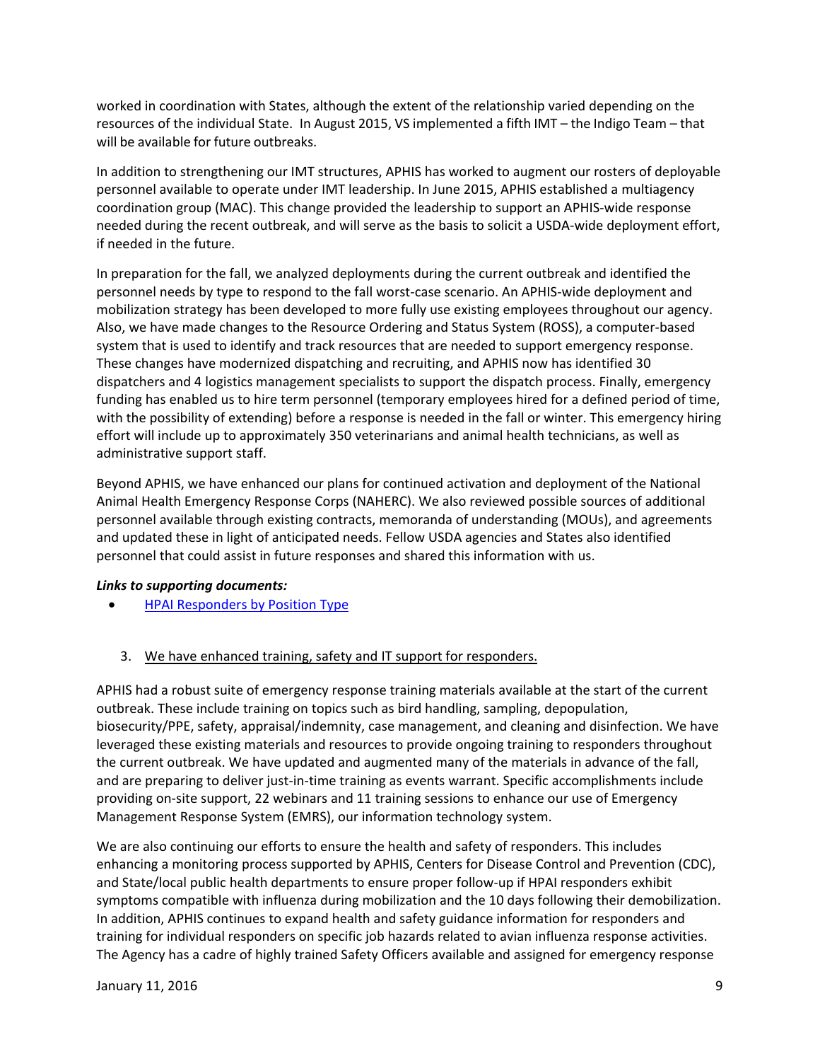worked in coordination with States, although the extent of the relationship varied depending on the resources of the individual State. In August 2015, VS implemented a fifth IMT – the Indigo Team – that will be available for future outbreaks.

In addition to strengthening our IMT structures, APHIS has worked to augment our rosters of deployable personnel available to operate under IMT leadership. In June 2015, APHIS established a multiagency coordination group (MAC). This change provided the leadership to support an APHIS-wide response needed during the recent outbreak, and will serve as the basis to solicit a USDA-wide deployment effort, if needed in the future.

In preparation for the fall, we analyzed deployments during the current outbreak and identified the personnel needs by type to respond to the fall worst-case scenario. An APHIS-wide deployment and mobilization strategy has been developed to more fully use existing employees throughout our agency. Also, we have made changes to the Resource Ordering and Status System (ROSS), a computer-based system that is used to identify and track resources that are needed to support emergency response. These changes have modernized dispatching and recruiting, and APHIS now has identified 30 dispatchers and 4 logistics management specialists to support the dispatch process. Finally, emergency funding has enabled us to hire term personnel (temporary employees hired for a defined period of time, with the possibility of extending) before a response is needed in the fall or winter. This emergency hiring effort will include up to approximately 350 veterinarians and animal health technicians, as well as administrative support staff.

Beyond APHIS, we have enhanced our plans for continued activation and deployment of the National Animal Health Emergency Response Corps (NAHERC). We also reviewed possible sources of additional personnel available through existing contracts, memoranda of understanding (MOUs), and agreements and updated these in light of anticipated needs. Fellow USDA agencies and States also identified personnel that could assist in future responses and shared this information with us.

***Links to supporting documents:***

- HPAI Responders by Position Type

3. <u>We have enhanced training, safety and IT support for responders.</u>

APHIS had a robust suite of emergency response training materials available at the start of the current outbreak. These include training on topics such as bird handling, sampling, depopulation, biosecurity/PPE, safety, appraisal/indemnity, case management, and cleaning and disinfection. We have leveraged these existing materials and resources to provide ongoing training to responders throughout the current outbreak. We have updated and augmented many of the materials in advance of the fall, and are preparing to deliver just-in-time training as events warrant. Specific accomplishments include providing on-site support, 22 webinars and 11 training sessions to enhance our use of Emergency Management Response System (EMRS), our information technology system.

We are also continuing our efforts to ensure the health and safety of responders. This includes enhancing a monitoring process supported by APHIS, Centers for Disease Control and Prevention (CDC), and State/local public health departments to ensure proper follow-up if HPAI responders exhibit symptoms compatible with influenza during mobilization and the 10 days following their demobilization. In addition, APHIS continues to expand health and safety guidance information for responders and training for individual responders on specific job hazards related to avian influenza response activities. The Agency has a cadre of highly trained Safety Officers available and assigned for emergency response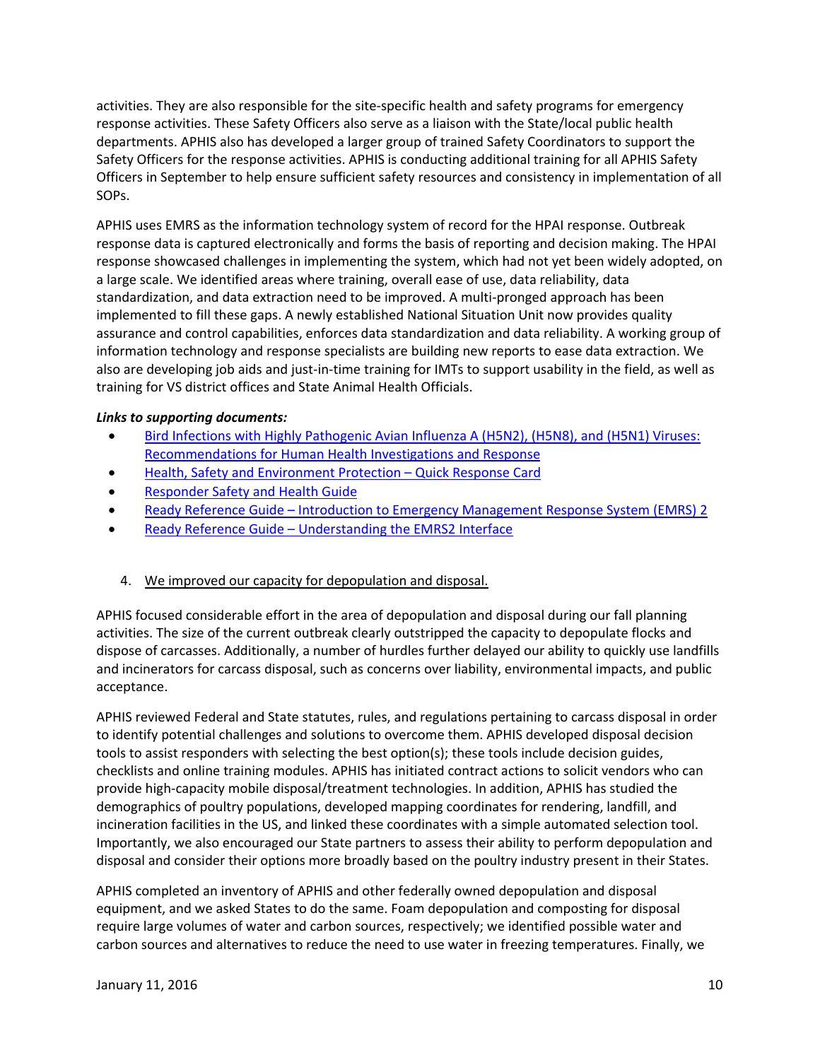activities. They are also responsible for the site-specific health and safety programs for emergency response activities. These Safety Officers also serve as a liaison with the State/local public health departments. APHIS also has developed a larger group of trained Safety Coordinators to support the Safety Officers for the response activities. APHIS is conducting additional training for all APHIS Safety Officers in September to help ensure sufficient safety resources and consistency in implementation of all SOPs.

APHIS uses EMRS as the information technology system of record for the HPAI response. Outbreak response data is captured electronically and forms the basis of reporting and decision making. The HPAI response showcased challenges in implementing the system, which had not yet been widely adopted, on a large scale. We identified areas where training, overall ease of use, data reliability, data standardization, and data extraction need to be improved. A multi-pronged approach has been implemented to fill these gaps. A newly established National Situation Unit now provides quality assurance and control capabilities, enforces data standardization and data reliability. A working group of information technology and response specialists are building new reports to ease data extraction. We also are developing job aids and just-in-time training for IMTs to support usability in the field, as well as training for VS district offices and State Animal Health Officials.

***Links to supporting documents:***

- Bird Infections with Highly Pathogenic Avian Influenza A (H5N2), (H5N8), and (H5N1) Viruses: Recommendations for Human Health Investigations and Response
- Health, Safety and Environment Protection – Quick Response Card
- Responder Safety and Health Guide
- Ready Reference Guide – Introduction to Emergency Management Response System (EMRS) 2
- Ready Reference Guide – Understanding the EMRS2 Interface

4. <u>We improved our capacity for depopulation and disposal.</u>

APHIS focused considerable effort in the area of depopulation and disposal during our fall planning activities. The size of the current outbreak clearly outstripped the capacity to depopulate flocks and dispose of carcasses. Additionally, a number of hurdles further delayed our ability to quickly use landfills and incinerators for carcass disposal, such as concerns over liability, environmental impacts, and public acceptance.

APHIS reviewed Federal and State statutes, rules, and regulations pertaining to carcass disposal in order to identify potential challenges and solutions to overcome them. APHIS developed disposal decision tools to assist responders with selecting the best option(s); these tools include decision guides, checklists and online training modules. APHIS has initiated contract actions to solicit vendors who can provide high-capacity mobile disposal/treatment technologies. In addition, APHIS has studied the demographics of poultry populations, developed mapping coordinates for rendering, landfill, and incineration facilities in the US, and linked these coordinates with a simple automated selection tool. Importantly, we also encouraged our State partners to assess their ability to perform depopulation and disposal and consider their options more broadly based on the poultry industry present in their States.

APHIS completed an inventory of APHIS and other federally owned depopulation and disposal equipment, and we asked States to do the same. Foam depopulation and composting for disposal require large volumes of water and carbon sources, respectively; we identified possible water and carbon sources and alternatives to reduce the need to use water in freezing temperatures. Finally, we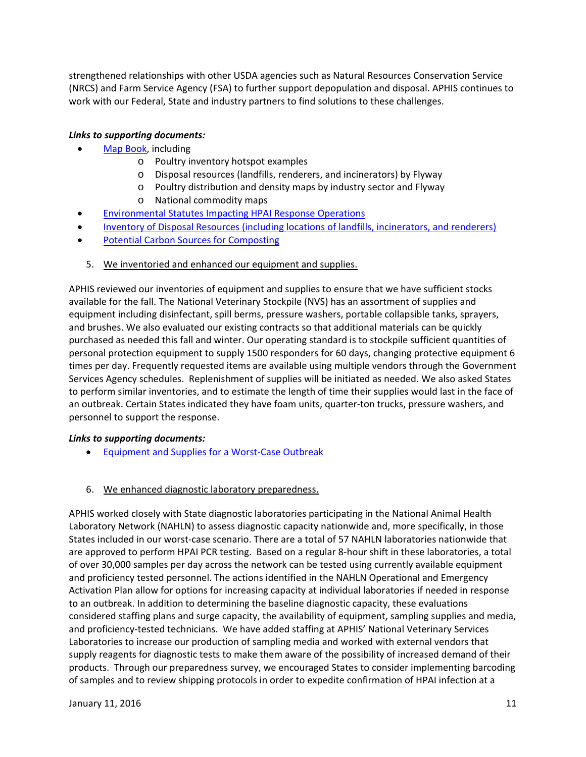strengthened relationships with other USDA agencies such as Natural Resources Conservation Service (NRCS) and Farm Service Agency (FSA) to further support depopulation and disposal. APHIS continues to work with our Federal, State and industry partners to find solutions to these challenges.

***Links to supporting documents:***

- Map Book, including
  - Poultry inventory hotspot examples
  - Disposal resources (landfills, renderers, and incinerators) by Flyway
  - Poultry distribution and density maps by industry sector and Flyway
  - National commodity maps
- Environmental Statutes Impacting HPAI Response Operations
- Inventory of Disposal Resources (including locations of landfills, incinerators, and renderers)
- Potential Carbon Sources for Composting

5. We inventoried and enhanced our equipment and supplies.

APHIS reviewed our inventories of equipment and supplies to ensure that we have sufficient stocks available for the fall. The National Veterinary Stockpile (NVS) has an assortment of supplies and equipment including disinfectant, spill berms, pressure washers, portable collapsible tanks, sprayers, and brushes. We also evaluated our existing contracts so that additional materials can be quickly purchased as needed this fall and winter. Our operating standard is to stockpile sufficient quantities of personal protection equipment to supply 1500 responders for 60 days, changing protective equipment 6 times per day. Frequently requested items are available using multiple vendors through the Government Services Agency schedules. Replenishment of supplies will be initiated as needed. We also asked States to perform similar inventories, and to estimate the length of time their supplies would last in the face of an outbreak. Certain States indicated they have foam units, quarter-ton trucks, pressure washers, and personnel to support the response.

***Links to supporting documents:***

- Equipment and Supplies for a Worst-Case Outbreak

6. We enhanced diagnostic laboratory preparedness.

APHIS worked closely with State diagnostic laboratories participating in the National Animal Health Laboratory Network (NAHLN) to assess diagnostic capacity nationwide and, more specifically, in those States included in our worst-case scenario. There are a total of 57 NAHLN laboratories nationwide that are approved to perform HPAI PCR testing. Based on a regular 8-hour shift in these laboratories, a total of over 30,000 samples per day across the network can be tested using currently available equipment and proficiency tested personnel. The actions identified in the NAHLN Operational and Emergency Activation Plan allow for options for increasing capacity at individual laboratories if needed in response to an outbreak. In addition to determining the baseline diagnostic capacity, these evaluations considered staffing plans and surge capacity, the availability of equipment, sampling supplies and media, and proficiency-tested technicians. We have added staffing at APHIS' National Veterinary Services Laboratories to increase our production of sampling media and worked with external vendors that supply reagents for diagnostic tests to make them aware of the possibility of increased demand of their products. Through our preparedness survey, we encouraged States to consider implementing barcoding of samples and to review shipping protocols in order to expedite confirmation of HPAI infection at a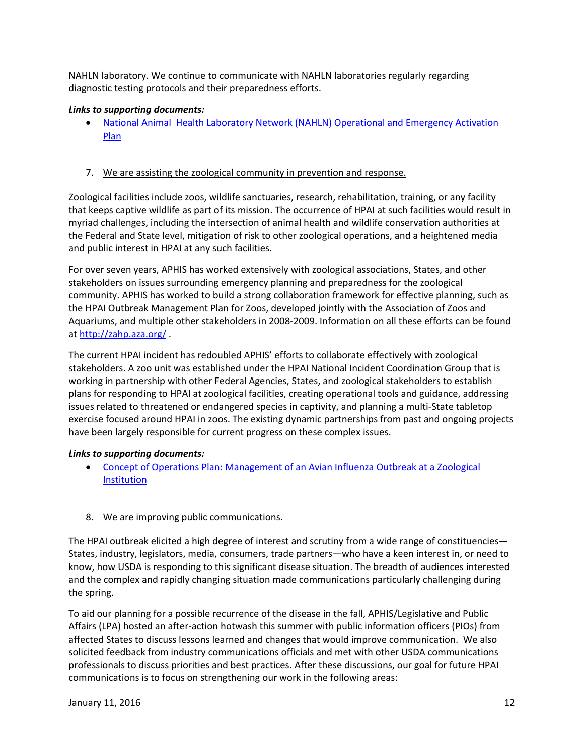NAHLN laboratory. We continue to communicate with NAHLN laboratories regularly regarding diagnostic testing protocols and their preparedness efforts.

***Links to supporting documents:***

- [National Animal Health Laboratory Network (NAHLN) Operational and Emergency Activation Plan]()

7. We are assisting the zoological community in prevention and response.

Zoological facilities include zoos, wildlife sanctuaries, research, rehabilitation, training, or any facility that keeps captive wildlife as part of its mission. The occurrence of HPAI at such facilities would result in myriad challenges, including the intersection of animal health and wildlife conservation authorities at the Federal and State level, mitigation of risk to other zoological operations, and a heightened media and public interest in HPAI at any such facilities.

For over seven years, APHIS has worked extensively with zoological associations, States, and other stakeholders on issues surrounding emergency planning and preparedness for the zoological community. APHIS has worked to build a strong collaboration framework for effective planning, such as the HPAI Outbreak Management Plan for Zoos, developed jointly with the Association of Zoos and Aquariums, and multiple other stakeholders in 2008-2009. Information on all these efforts can be found at [http://zahp.aza.org/](http://zahp.aza.org/) .

The current HPAI incident has redoubled APHIS' efforts to collaborate effectively with zoological stakeholders. A zoo unit was established under the HPAI National Incident Coordination Group that is working in partnership with other Federal Agencies, States, and zoological stakeholders to establish plans for responding to HPAI at zoological facilities, creating operational tools and guidance, addressing issues related to threatened or endangered species in captivity, and planning a multi-State tabletop exercise focused around HPAI in zoos. The existing dynamic partnerships from past and ongoing projects have been largely responsible for current progress on these complex issues.

***Links to supporting documents:***

- [Concept of Operations Plan: Management of an Avian Influenza Outbreak at a Zoological Institution]()

8. We are improving public communications.

The HPAI outbreak elicited a high degree of interest and scrutiny from a wide range of constituencies—States, industry, legislators, media, consumers, trade partners—who have a keen interest in, or need to know, how USDA is responding to this significant disease situation. The breadth of audiences interested and the complex and rapidly changing situation made communications particularly challenging during the spring.

To aid our planning for a possible recurrence of the disease in the fall, APHIS/Legislative and Public Affairs (LPA) hosted an after-action hotwash this summer with public information officers (PIOs) from affected States to discuss lessons learned and changes that would improve communication. We also solicited feedback from industry communications officials and met with other USDA communications professionals to discuss priorities and best practices. After these discussions, our goal for future HPAI communications is to focus on strengthening our work in the following areas: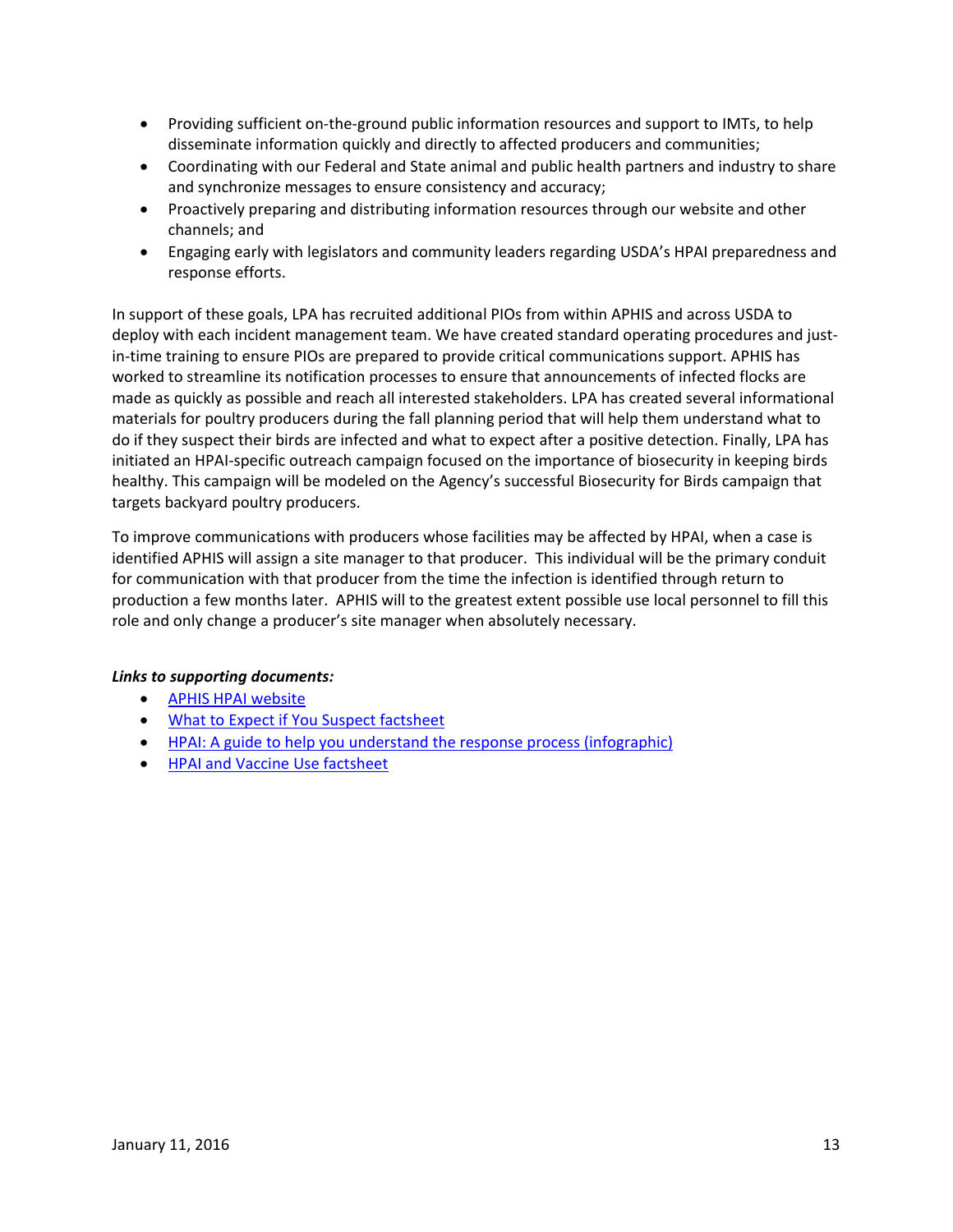- Providing sufficient on-the-ground public information resources and support to IMTs, to help disseminate information quickly and directly to affected producers and communities;
- Coordinating with our Federal and State animal and public health partners and industry to share and synchronize messages to ensure consistency and accuracy;
- Proactively preparing and distributing information resources through our website and other channels; and
- Engaging early with legislators and community leaders regarding USDA's HPAI preparedness and response efforts.

In support of these goals, LPA has recruited additional PIOs from within APHIS and across USDA to deploy with each incident management team. We have created standard operating procedures and just-in-time training to ensure PIOs are prepared to provide critical communications support. APHIS has worked to streamline its notification processes to ensure that announcements of infected flocks are made as quickly as possible and reach all interested stakeholders. LPA has created several informational materials for poultry producers during the fall planning period that will help them understand what to do if they suspect their birds are infected and what to expect after a positive detection. Finally, LPA has initiated an HPAI-specific outreach campaign focused on the importance of biosecurity in keeping birds healthy. This campaign will be modeled on the Agency's successful Biosecurity for Birds campaign that targets backyard poultry producers.

To improve communications with producers whose facilities may be affected by HPAI, when a case is identified APHIS will assign a site manager to that producer. This individual will be the primary conduit for communication with that producer from the time the infection is identified through return to production a few months later. APHIS will to the greatest extent possible use local personnel to fill this role and only change a producer's site manager when absolutely necessary.

***Links to supporting documents:***

- APHIS HPAI website
- What to Expect if You Suspect factsheet
- HPAI: A guide to help you understand the response process (infographic)
- HPAI and Vaccine Use factsheet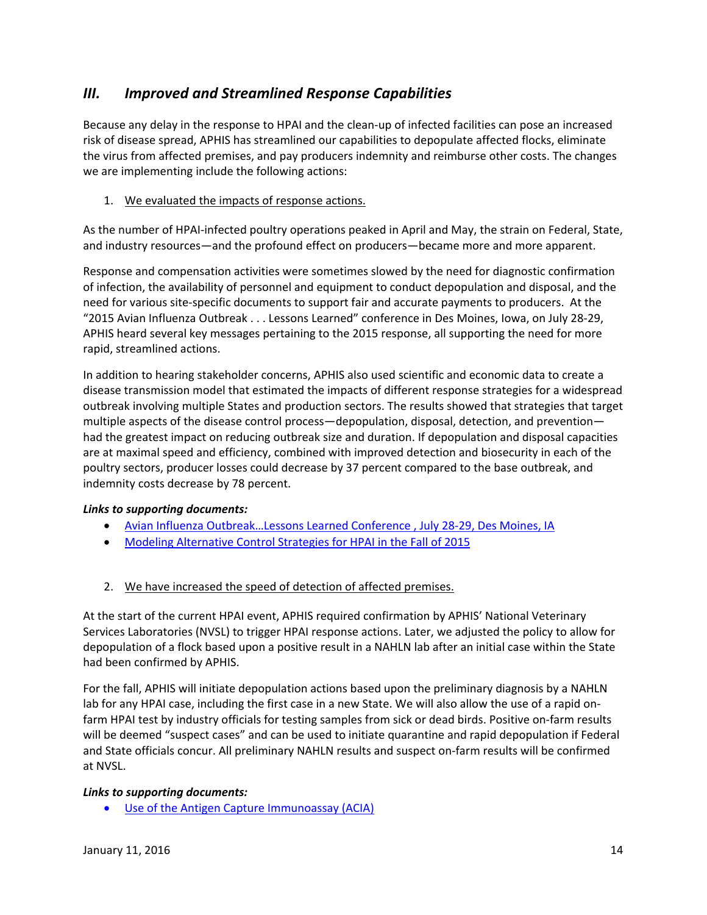## III. *Improved and Streamlined Response Capabilities*

Because any delay in the response to HPAI and the clean-up of infected facilities can pose an increased risk of disease spread, APHIS has streamlined our capabilities to depopulate affected flocks, eliminate the virus from affected premises, and pay producers indemnity and reimburse other costs. The changes we are implementing include the following actions:

1. We evaluated the impacts of response actions.

As the number of HPAI-infected poultry operations peaked in April and May, the strain on Federal, State, and industry resources—and the profound effect on producers—became more and more apparent.

Response and compensation activities were sometimes slowed by the need for diagnostic confirmation of infection, the availability of personnel and equipment to conduct depopulation and disposal, and the need for various site-specific documents to support fair and accurate payments to producers. At the "2015 Avian Influenza Outbreak . . . Lessons Learned" conference in Des Moines, Iowa, on July 28-29, APHIS heard several key messages pertaining to the 2015 response, all supporting the need for more rapid, streamlined actions.

In addition to hearing stakeholder concerns, APHIS also used scientific and economic data to create a disease transmission model that estimated the impacts of different response strategies for a widespread outbreak involving multiple States and production sectors. The results showed that strategies that target multiple aspects of the disease control process—depopulation, disposal, detection, and prevention—had the greatest impact on reducing outbreak size and duration. If depopulation and disposal capacities are at maximal speed and efficiency, combined with improved detection and biosecurity in each of the poultry sectors, producer losses could decrease by 37 percent compared to the base outbreak, and indemnity costs decrease by 78 percent.

***Links to supporting documents:***

- Avian Influenza Outbreak…Lessons Learned Conference , July 28-29, Des Moines, IA
- Modeling Alternative Control Strategies for HPAI in the Fall of 2015

2. We have increased the speed of detection of affected premises.

At the start of the current HPAI event, APHIS required confirmation by APHIS' National Veterinary Services Laboratories (NVSL) to trigger HPAI response actions. Later, we adjusted the policy to allow for depopulation of a flock based upon a positive result in a NAHLN lab after an initial case within the State had been confirmed by APHIS.

For the fall, APHIS will initiate depopulation actions based upon the preliminary diagnosis by a NAHLN lab for any HPAI case, including the first case in a new State. We will also allow the use of a rapid on-farm HPAI test by industry officials for testing samples from sick or dead birds. Positive on-farm results will be deemed "suspect cases" and can be used to initiate quarantine and rapid depopulation if Federal and State officials concur. All preliminary NAHLN results and suspect on-farm results will be confirmed at NVSL.

***Links to supporting documents:***

- Use of the Antigen Capture Immunoassay (ACIA)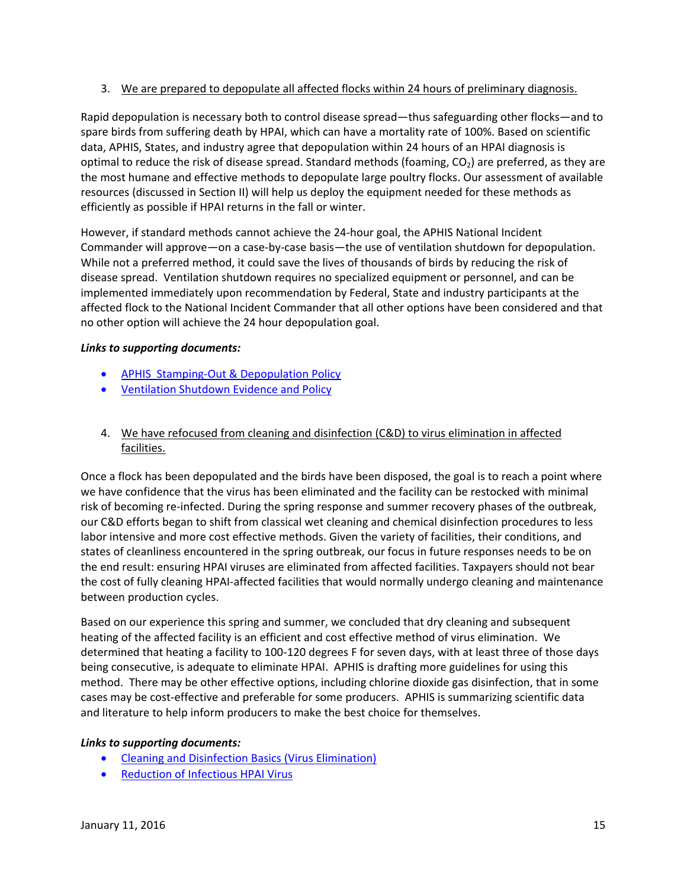3. We are prepared to depopulate all affected flocks within 24 hours of preliminary diagnosis.

Rapid depopulation is necessary both to control disease spread—thus safeguarding other flocks—and to spare birds from suffering death by HPAI, which can have a mortality rate of 100%. Based on scientific data, APHIS, States, and industry agree that depopulation within 24 hours of an HPAI diagnosis is optimal to reduce the risk of disease spread. Standard methods (foaming, $CO_2$) are preferred, as they are the most humane and effective methods to depopulate large poultry flocks. Our assessment of available resources (discussed in Section II) will help us deploy the equipment needed for these methods as efficiently as possible if HPAI returns in the fall or winter.

However, if standard methods cannot achieve the 24-hour goal, the APHIS National Incident Commander will approve—on a case-by-case basis—the use of ventilation shutdown for depopulation. While not a preferred method, it could save the lives of thousands of birds by reducing the risk of disease spread. Ventilation shutdown requires no specialized equipment or personnel, and can be implemented immediately upon recommendation by Federal, State and industry participants at the affected flock to the National Incident Commander that all other options have been considered and that no other option will achieve the 24 hour depopulation goal.

***Links to supporting documents:***

- APHIS Stamping-Out & Depopulation Policy
- Ventilation Shutdown Evidence and Policy

4. We have refocused from cleaning and disinfection (C&D) to virus elimination in affected facilities.

Once a flock has been depopulated and the birds have been disposed, the goal is to reach a point where we have confidence that the virus has been eliminated and the facility can be restocked with minimal risk of becoming re-infected. During the spring response and summer recovery phases of the outbreak, our C&D efforts began to shift from classical wet cleaning and chemical disinfection procedures to less labor intensive and more cost effective methods. Given the variety of facilities, their conditions, and states of cleanliness encountered in the spring outbreak, our focus in future responses needs to be on the end result: ensuring HPAI viruses are eliminated from affected facilities. Taxpayers should not bear the cost of fully cleaning HPAI-affected facilities that would normally undergo cleaning and maintenance between production cycles.

Based on our experience this spring and summer, we concluded that dry cleaning and subsequent heating of the affected facility is an efficient and cost effective method of virus elimination. We determined that heating a facility to 100-120 degrees F for seven days, with at least three of those days being consecutive, is adequate to eliminate HPAI. APHIS is drafting more guidelines for using this method. There may be other effective options, including chlorine dioxide gas disinfection, that in some cases may be cost-effective and preferable for some producers. APHIS is summarizing scientific data and literature to help inform producers to make the best choice for themselves.

***Links to supporting documents:***

- Cleaning and Disinfection Basics (Virus Elimination)
- Reduction of Infectious HPAI Virus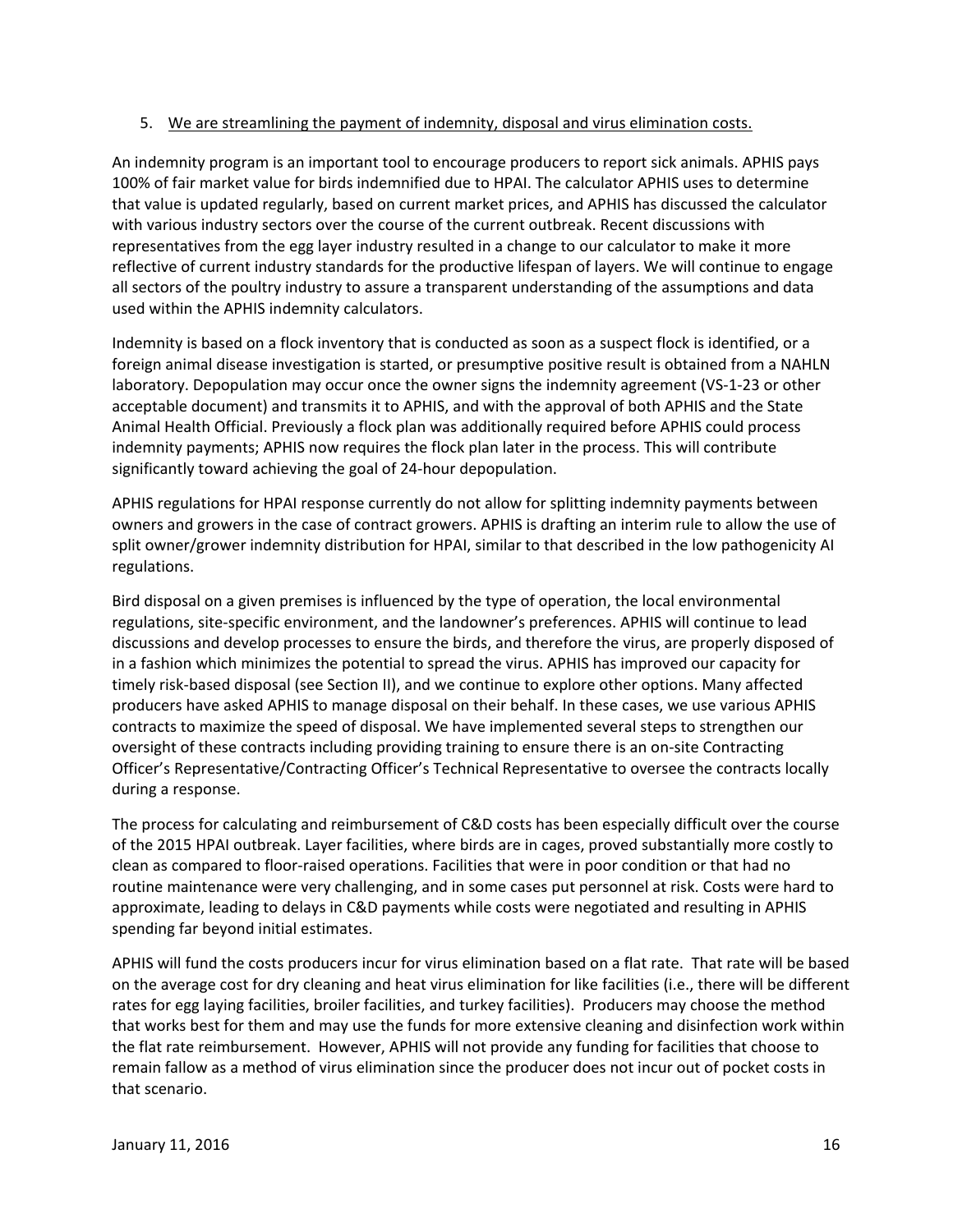5. <u>We are streamlining the payment of indemnity, disposal and virus elimination costs.</u>

An indemnity program is an important tool to encourage producers to report sick animals. APHIS pays 100% of fair market value for birds indemnified due to HPAI. The calculator APHIS uses to determine that value is updated regularly, based on current market prices, and APHIS has discussed the calculator with various industry sectors over the course of the current outbreak. Recent discussions with representatives from the egg layer industry resulted in a change to our calculator to make it more reflective of current industry standards for the productive lifespan of layers. We will continue to engage all sectors of the poultry industry to assure a transparent understanding of the assumptions and data used within the APHIS indemnity calculators.

Indemnity is based on a flock inventory that is conducted as soon as a suspect flock is identified, or a foreign animal disease investigation is started, or presumptive positive result is obtained from a NAHLN laboratory. Depopulation may occur once the owner signs the indemnity agreement (VS-1-23 or other acceptable document) and transmits it to APHIS, and with the approval of both APHIS and the State Animal Health Official. Previously a flock plan was additionally required before APHIS could process indemnity payments; APHIS now requires the flock plan later in the process. This will contribute significantly toward achieving the goal of 24-hour depopulation.

APHIS regulations for HPAI response currently do not allow for splitting indemnity payments between owners and growers in the case of contract growers. APHIS is drafting an interim rule to allow the use of split owner/grower indemnity distribution for HPAI, similar to that described in the low pathogenicity AI regulations.

Bird disposal on a given premises is influenced by the type of operation, the local environmental regulations, site-specific environment, and the landowner's preferences. APHIS will continue to lead discussions and develop processes to ensure the birds, and therefore the virus, are properly disposed of in a fashion which minimizes the potential to spread the virus. APHIS has improved our capacity for timely risk-based disposal (see Section II), and we continue to explore other options. Many affected producers have asked APHIS to manage disposal on their behalf. In these cases, we use various APHIS contracts to maximize the speed of disposal. We have implemented several steps to strengthen our oversight of these contracts including providing training to ensure there is an on-site Contracting Officer's Representative/Contracting Officer's Technical Representative to oversee the contracts locally during a response.

The process for calculating and reimbursement of C&D costs has been especially difficult over the course of the 2015 HPAI outbreak. Layer facilities, where birds are in cages, proved substantially more costly to clean as compared to floor-raised operations. Facilities that were in poor condition or that had no routine maintenance were very challenging, and in some cases put personnel at risk. Costs were hard to approximate, leading to delays in C&D payments while costs were negotiated and resulting in APHIS spending far beyond initial estimates.

APHIS will fund the costs producers incur for virus elimination based on a flat rate. That rate will be based on the average cost for dry cleaning and heat virus elimination for like facilities (i.e., there will be different rates for egg laying facilities, broiler facilities, and turkey facilities). Producers may choose the method that works best for them and may use the funds for more extensive cleaning and disinfection work within the flat rate reimbursement. However, APHIS will not provide any funding for facilities that choose to remain fallow as a method of virus elimination since the producer does not incur out of pocket costs in that scenario.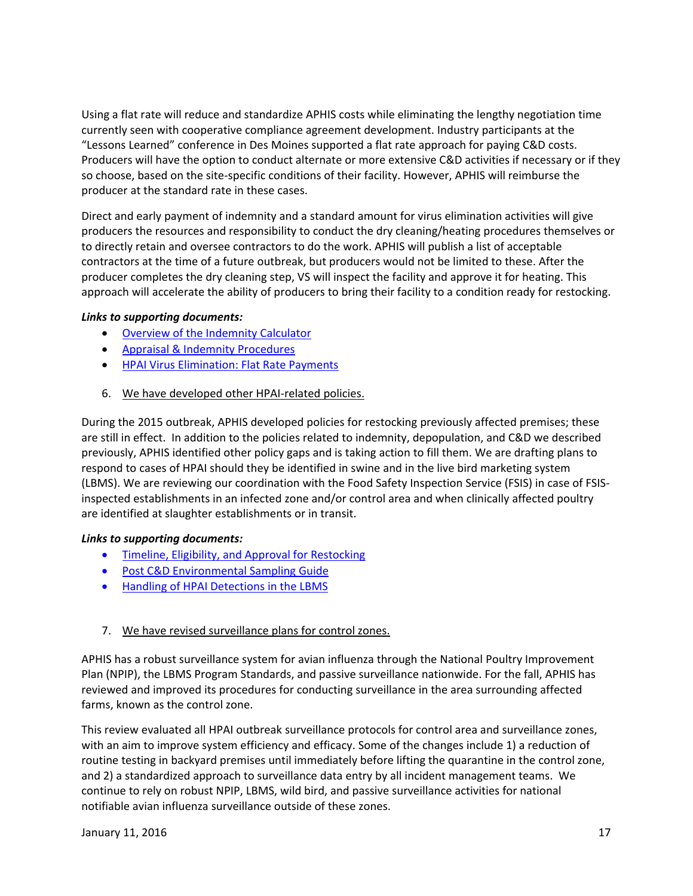Using a flat rate will reduce and standardize APHIS costs while eliminating the lengthy negotiation time currently seen with cooperative compliance agreement development. Industry participants at the "Lessons Learned" conference in Des Moines supported a flat rate approach for paying C&D costs. Producers will have the option to conduct alternate or more extensive C&D activities if necessary or if they so choose, based on the site-specific conditions of their facility. However, APHIS will reimburse the producer at the standard rate in these cases.

Direct and early payment of indemnity and a standard amount for virus elimination activities will give producers the resources and responsibility to conduct the dry cleaning/heating procedures themselves or to directly retain and oversee contractors to do the work. APHIS will publish a list of acceptable contractors at the time of a future outbreak, but producers would not be limited to these. After the producer completes the dry cleaning step, VS will inspect the facility and approve it for heating. This approach will accelerate the ability of producers to bring their facility to a condition ready for restocking.

***Links to supporting documents:***

- Overview of the Indemnity Calculator
- Appraisal & Indemnity Procedures
- HPAI Virus Elimination: Flat Rate Payments

6. <u>We have developed other HPAI-related policies.</u>

During the 2015 outbreak, APHIS developed policies for restocking previously affected premises; these are still in effect. In addition to the policies related to indemnity, depopulation, and C&D we described previously, APHIS identified other policy gaps and is taking action to fill them. We are drafting plans to respond to cases of HPAI should they be identified in swine and in the live bird marketing system (LBMS). We are reviewing our coordination with the Food Safety Inspection Service (FSIS) in case of FSIS-inspected establishments in an infected zone and/or control area and when clinically affected poultry are identified at slaughter establishments or in transit.

***Links to supporting documents:***

- Timeline, Eligibility, and Approval for Restocking
- Post C&D Environmental Sampling Guide
- Handling of HPAI Detections in the LBMS

7. <u>We have revised surveillance plans for control zones.</u>

APHIS has a robust surveillance system for avian influenza through the National Poultry Improvement Plan (NPIP), the LBMS Program Standards, and passive surveillance nationwide. For the fall, APHIS has reviewed and improved its procedures for conducting surveillance in the area surrounding affected farms, known as the control zone.

This review evaluated all HPAI outbreak surveillance protocols for control area and surveillance zones, with an aim to improve system efficiency and efficacy. Some of the changes include 1) a reduction of routine testing in backyard premises until immediately before lifting the quarantine in the control zone, and 2) a standardized approach to surveillance data entry by all incident management teams. We continue to rely on robust NPIP, LBMS, wild bird, and passive surveillance activities for national notifiable avian influenza surveillance outside of these zones.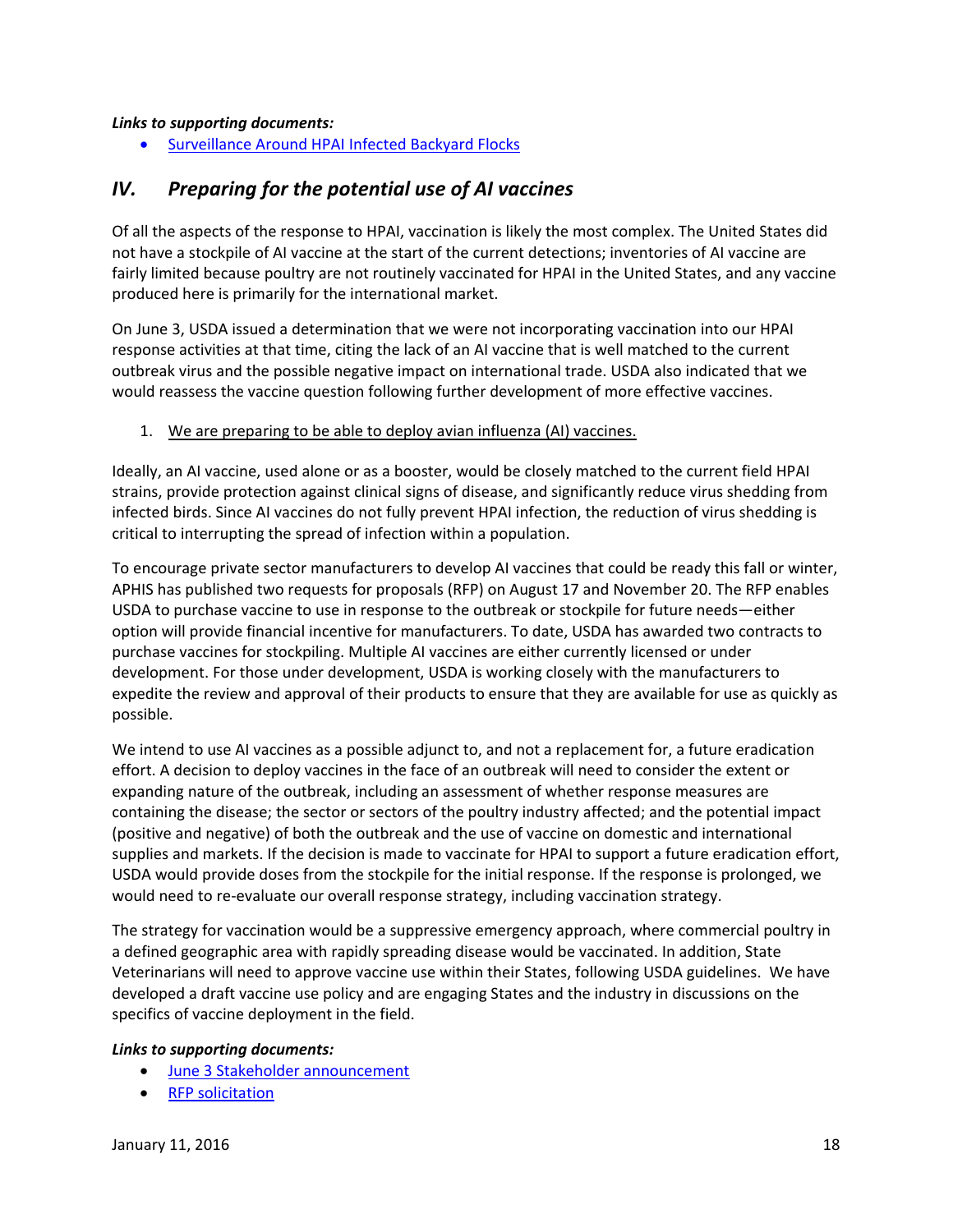***Links to supporting documents:***

- Surveillance Around HPAI Infected Backyard Flocks

## *IV. Preparing for the potential use of AI vaccines*

Of all the aspects of the response to HPAI, vaccination is likely the most complex. The United States did not have a stockpile of AI vaccine at the start of the current detections; inventories of AI vaccine are fairly limited because poultry are not routinely vaccinated for HPAI in the United States, and any vaccine produced here is primarily for the international market.

On June 3, USDA issued a determination that we were not incorporating vaccination into our HPAI response activities at that time, citing the lack of an AI vaccine that is well matched to the current outbreak virus and the possible negative impact on international trade. USDA also indicated that we would reassess the vaccine question following further development of more effective vaccines.

1. We are preparing to be able to deploy avian influenza (AI) vaccines.

Ideally, an AI vaccine, used alone or as a booster, would be closely matched to the current field HPAI strains, provide protection against clinical signs of disease, and significantly reduce virus shedding from infected birds. Since AI vaccines do not fully prevent HPAI infection, the reduction of virus shedding is critical to interrupting the spread of infection within a population.

To encourage private sector manufacturers to develop AI vaccines that could be ready this fall or winter, APHIS has published two requests for proposals (RFP) on August 17 and November 20. The RFP enables USDA to purchase vaccine to use in response to the outbreak or stockpile for future needs—either option will provide financial incentive for manufacturers. To date, USDA has awarded two contracts to purchase vaccines for stockpiling. Multiple AI vaccines are either currently licensed or under development. For those under development, USDA is working closely with the manufacturers to expedite the review and approval of their products to ensure that they are available for use as quickly as possible.

We intend to use AI vaccines as a possible adjunct to, and not a replacement for, a future eradication effort. A decision to deploy vaccines in the face of an outbreak will need to consider the extent or expanding nature of the outbreak, including an assessment of whether response measures are containing the disease; the sector or sectors of the poultry industry affected; and the potential impact (positive and negative) of both the outbreak and the use of vaccine on domestic and international supplies and markets. If the decision is made to vaccinate for HPAI to support a future eradication effort, USDA would provide doses from the stockpile for the initial response. If the response is prolonged, we would need to re-evaluate our overall response strategy, including vaccination strategy.

The strategy for vaccination would be a suppressive emergency approach, where commercial poultry in a defined geographic area with rapidly spreading disease would be vaccinated. In addition, State Veterinarians will need to approve vaccine use within their States, following USDA guidelines. We have developed a draft vaccine use policy and are engaging States and the industry in discussions on the specifics of vaccine deployment in the field.

***Links to supporting documents:***

- June 3 Stakeholder announcement
- RFP solicitation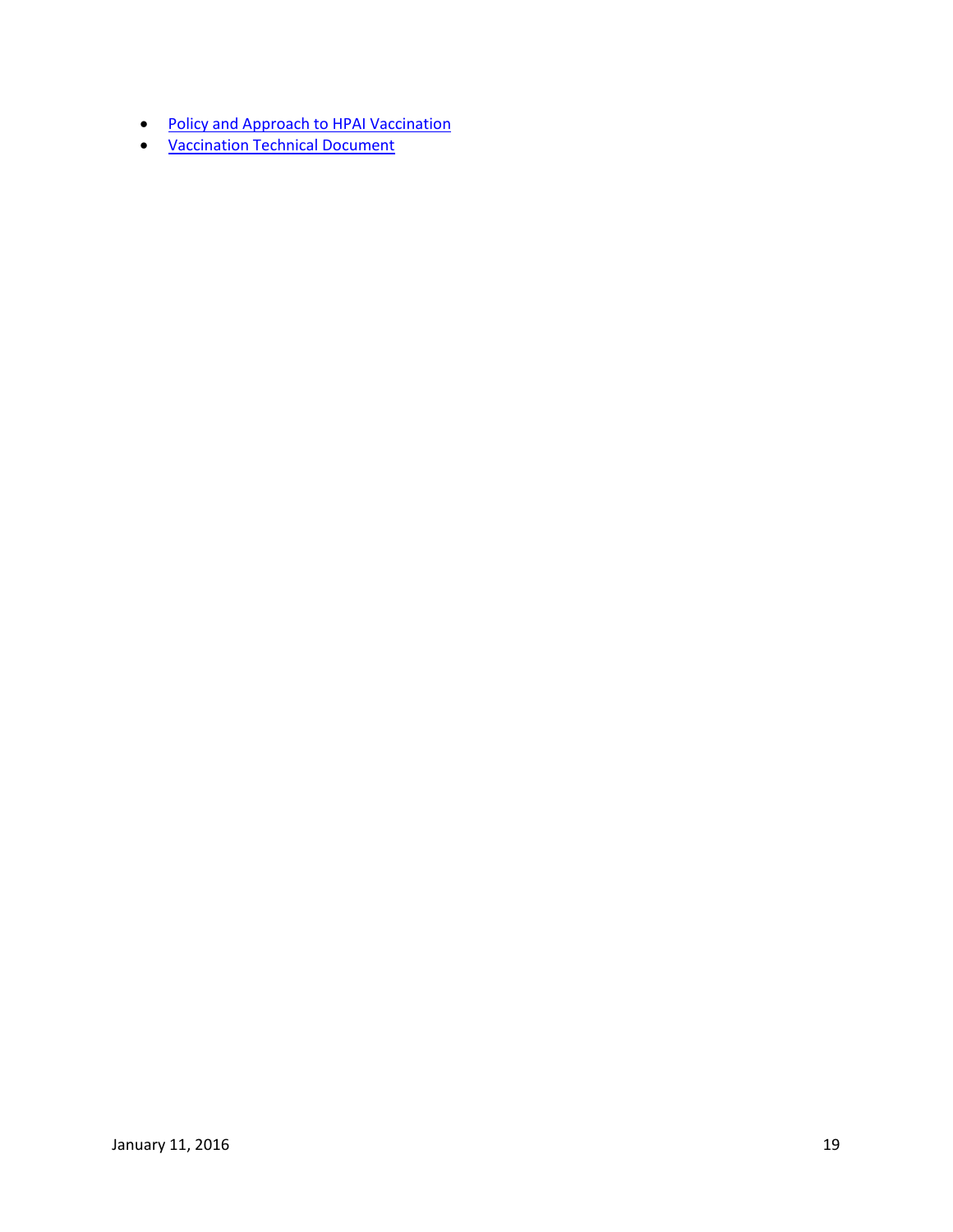- Policy and Approach to HPAI Vaccination
- Vaccination Technical Document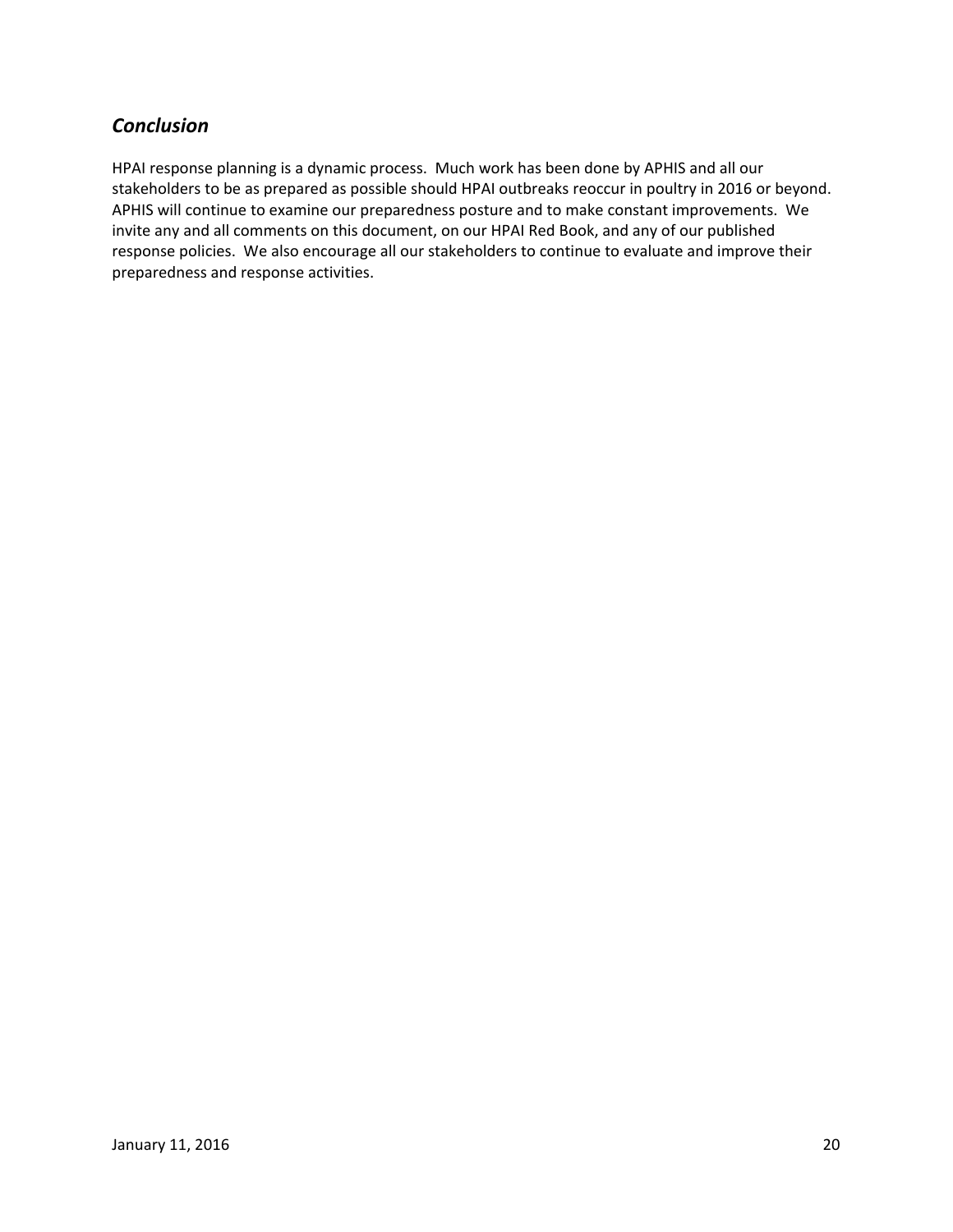## *Conclusion*

HPAI response planning is a dynamic process. Much work has been done by APHIS and all our stakeholders to be as prepared as possible should HPAI outbreaks reoccur in poultry in 2016 or beyond. APHIS will continue to examine our preparedness posture and to make constant improvements. We invite any and all comments on this document, on our HPAI Red Book, and any of our published response policies. We also encourage all our stakeholders to continue to evaluate and improve their preparedness and response activities.